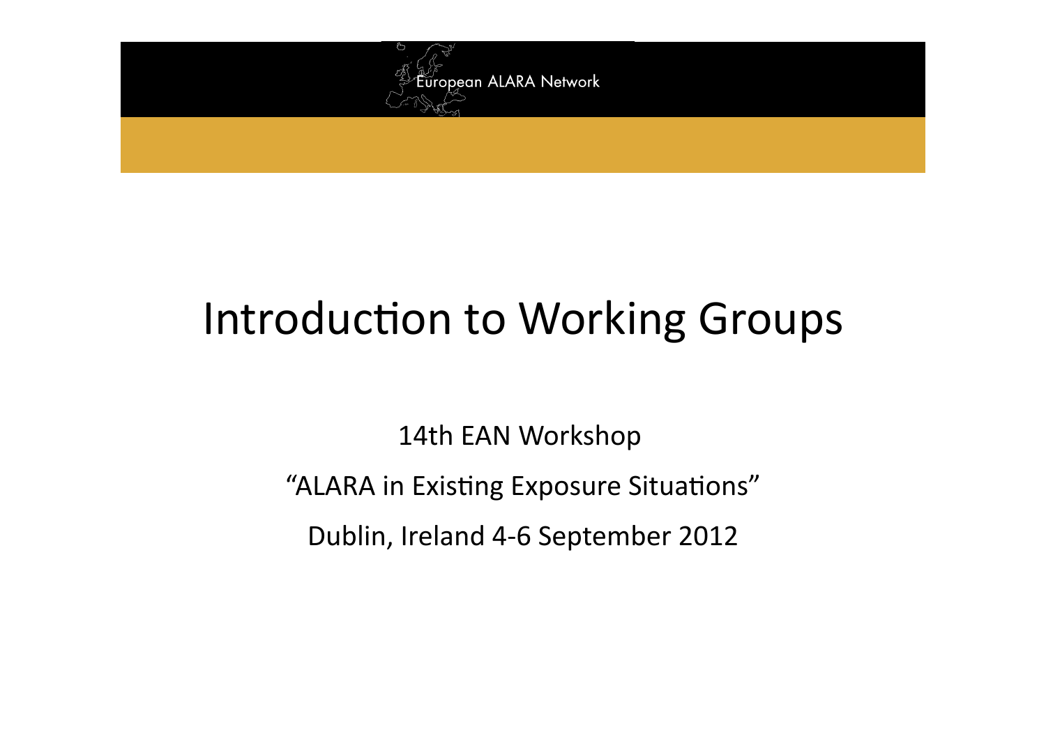European ALARA Network

# Introduction to Working Groups

14th EAN Workshop

"ALARA in Existing Exposure Situations"

Dublin, Ireland 4-6 September 2012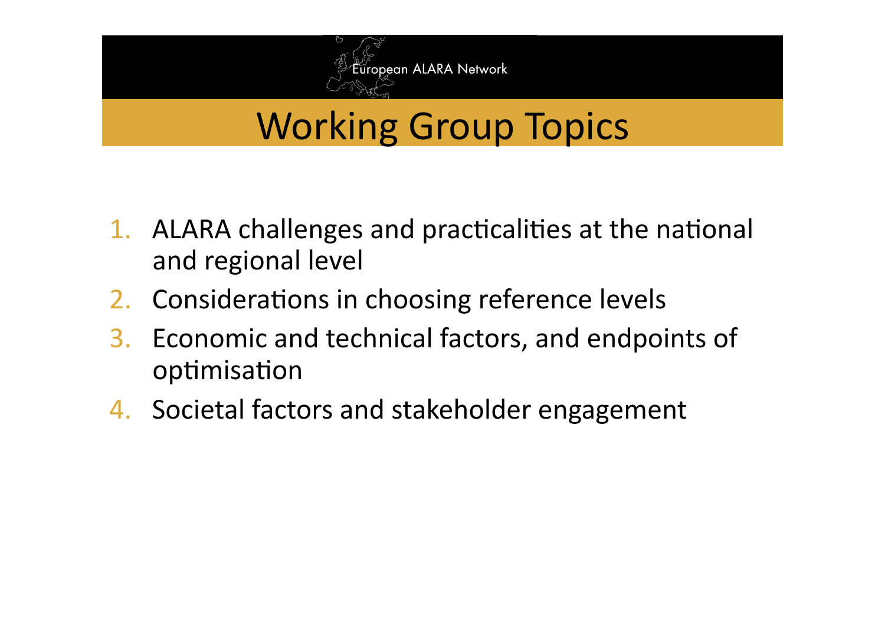# Working Group Topics

1. ALARA challenges and practicalities at the national and regional level
2. Considerations in choosing reference levels
3. Economic and technical factors, and endpoints of optimisation
4. Societal factors and stakeholder engagement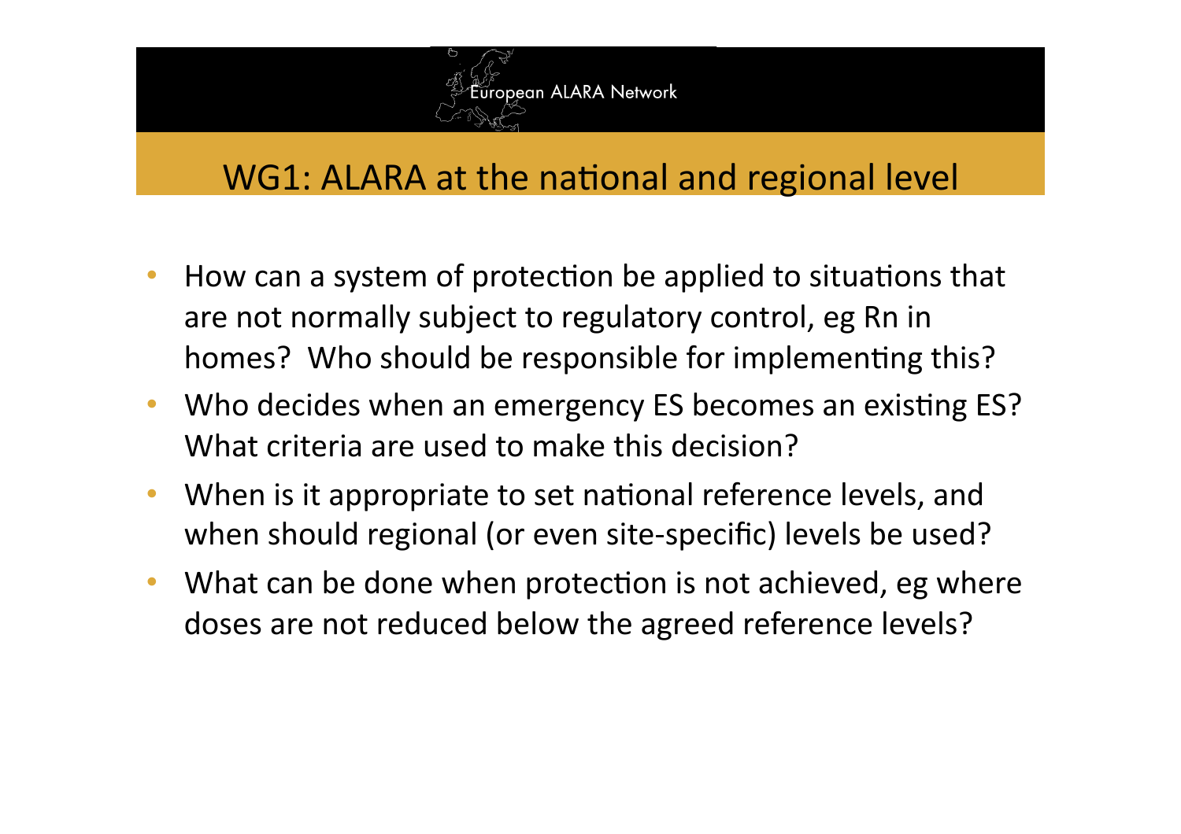## WG1: ALARA at the national and regional level

- How can a system of protection be applied to situations that are not normally subject to regulatory control, eg Rn in homes? Who should be responsible for implementing this?
- Who decides when an emergency ES becomes an existing ES? What criteria are used to make this decision?
- When is it appropriate to set national reference levels, and when should regional (or even site-specific) levels be used?
- What can be done when protection is not achieved, eg where doses are not reduced below the agreed reference levels?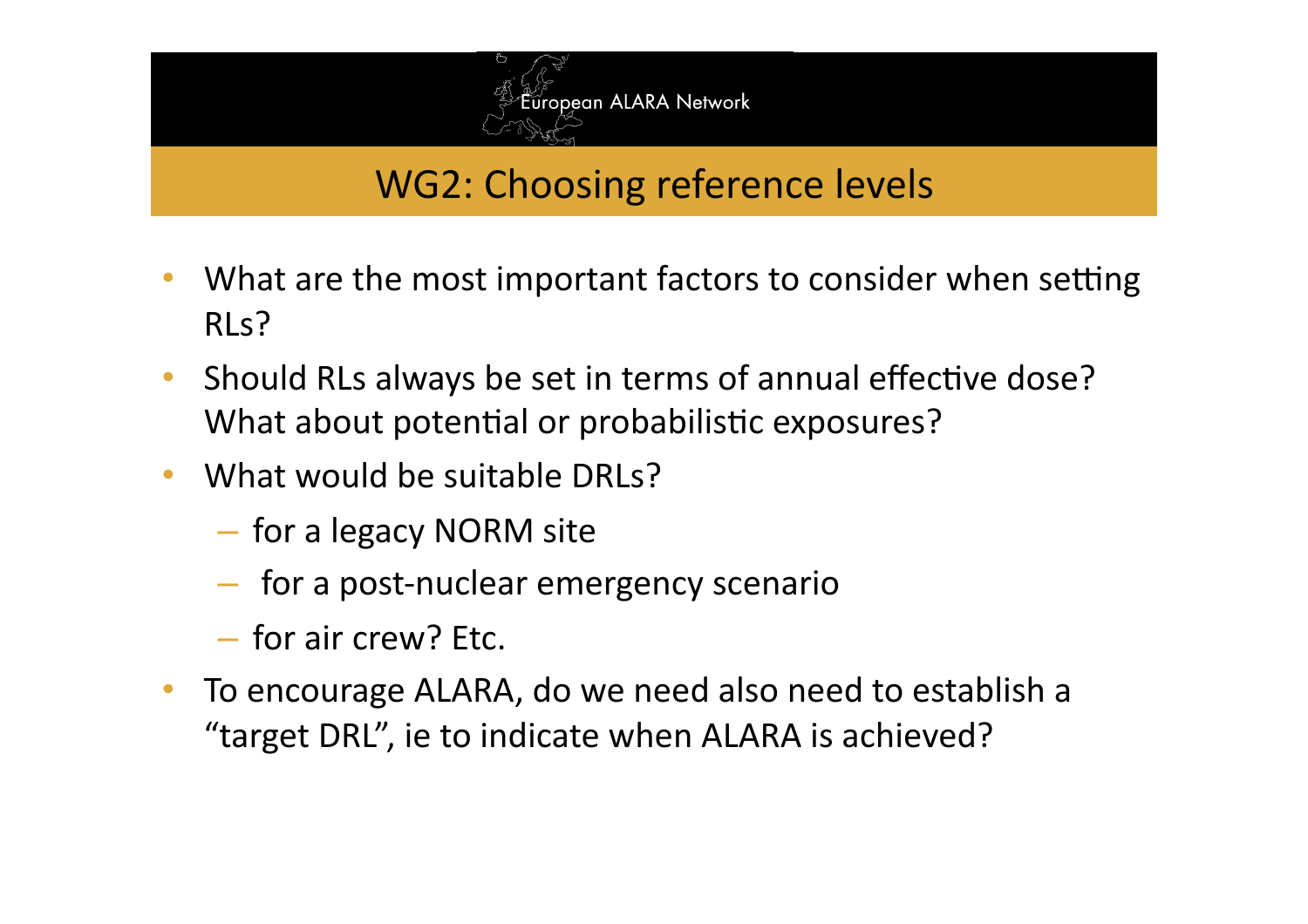## WG2: Choosing reference levels

- What are the most important factors to consider when setting RLs?
- Should RLs always be set in terms of annual effective dose? What about potential or probabilistic exposures?
- What would be suitable DRLs?
  - for a legacy NORM site
  - for a post-nuclear emergency scenario
  - for air crew? Etc.
- To encourage ALARA, do we need also need to establish a "target DRL", ie to indicate when ALARA is achieved?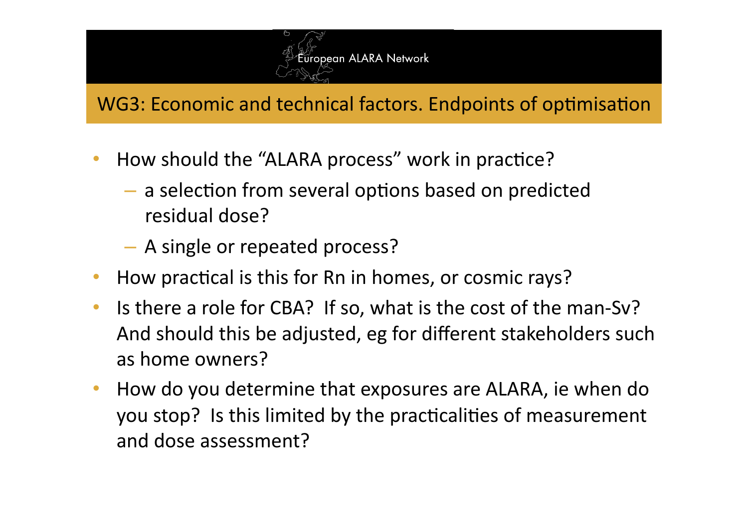European ALARA Network

## WG3: Economic and technical factors. Endpoints of optimisation

- How should the "ALARA process" work in practice?
  - a selection from several options based on predicted residual dose?
  - A single or repeated process?
- How practical is this for Rn in homes, or cosmic rays?
- Is there a role for CBA? If so, what is the cost of the man-Sv? And should this be adjusted, eg for different stakeholders such as home owners?
- How do you determine that exposures are ALARA, ie when do you stop? Is this limited by the practicalities of measurement and dose assessment?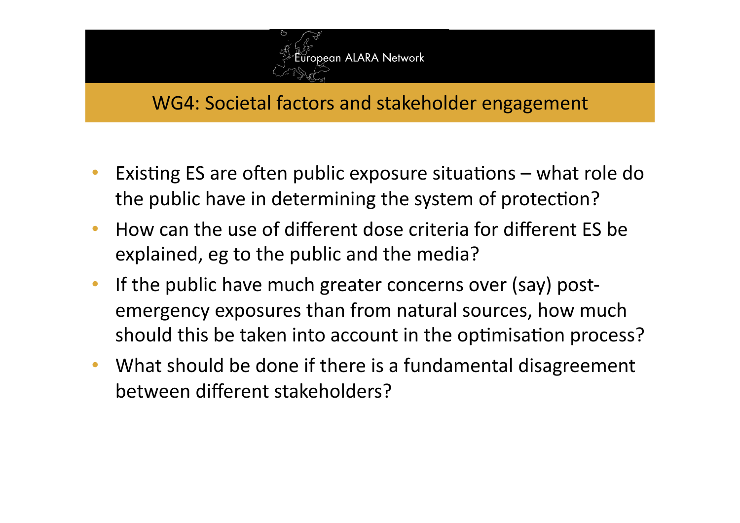## WG4: Societal factors and stakeholder engagement

- Existing ES are often public exposure situations – what role do the public have in determining the system of protection?
- How can the use of different dose criteria for different ES be explained, eg to the public and the media?
- If the public have much greater concerns over (say) post-emergency exposures than from natural sources, how much should this be taken into account in the optimisation process?
- What should be done if there is a fundamental disagreement between different stakeholders?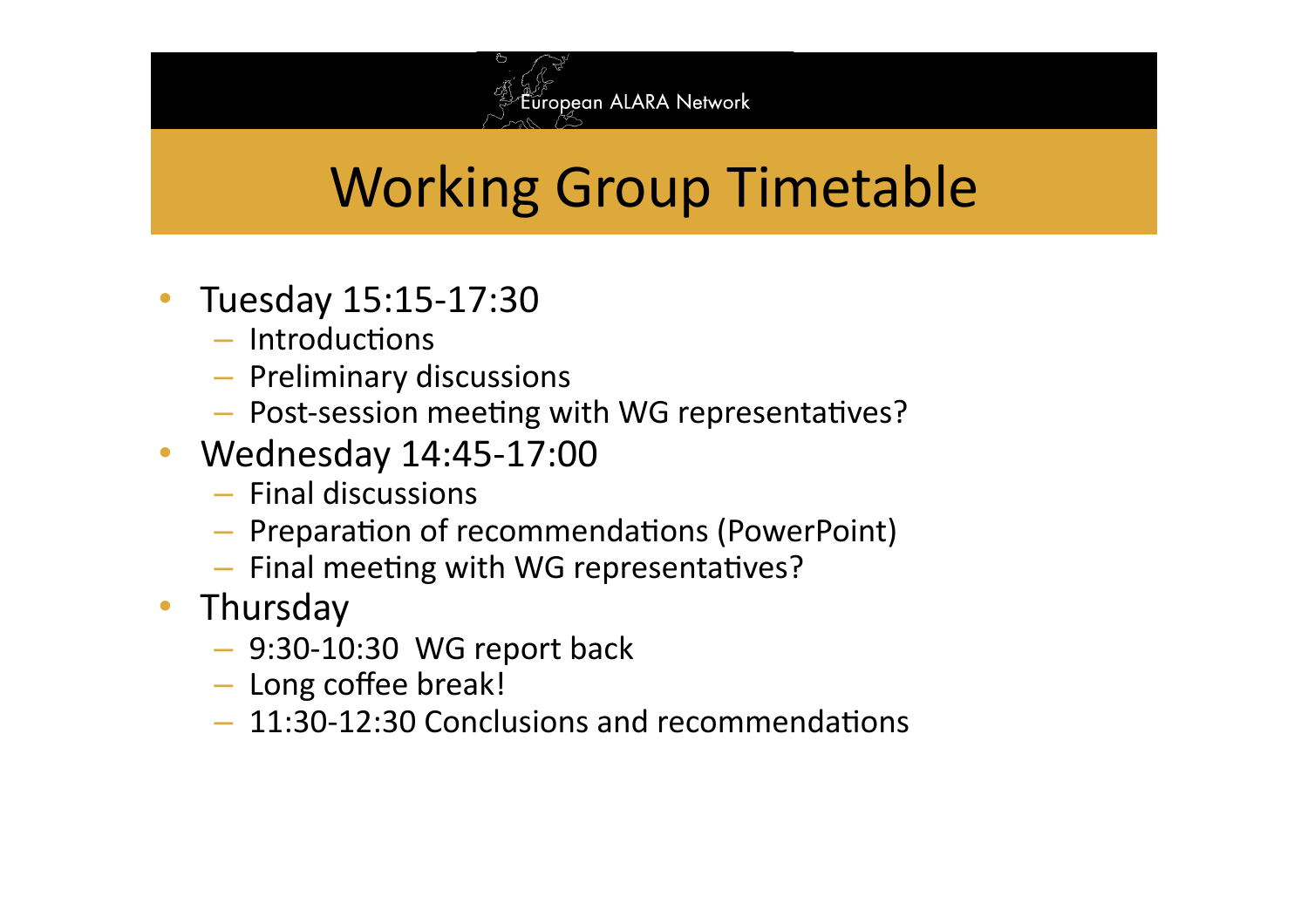# Working Group Timetable

- Tuesday 15:15-17:30
  - Introductions
  - Preliminary discussions
  - Post-session meeting with WG representatives?
- Wednesday 14:45-17:00
  - Final discussions
  - Preparation of recommendations (PowerPoint)
  - Final meeting with WG representatives?
- Thursday
  - 9:30-10:30 WG report back
  - Long coffee break!
  - 11:30-12:30 Conclusions and recommendations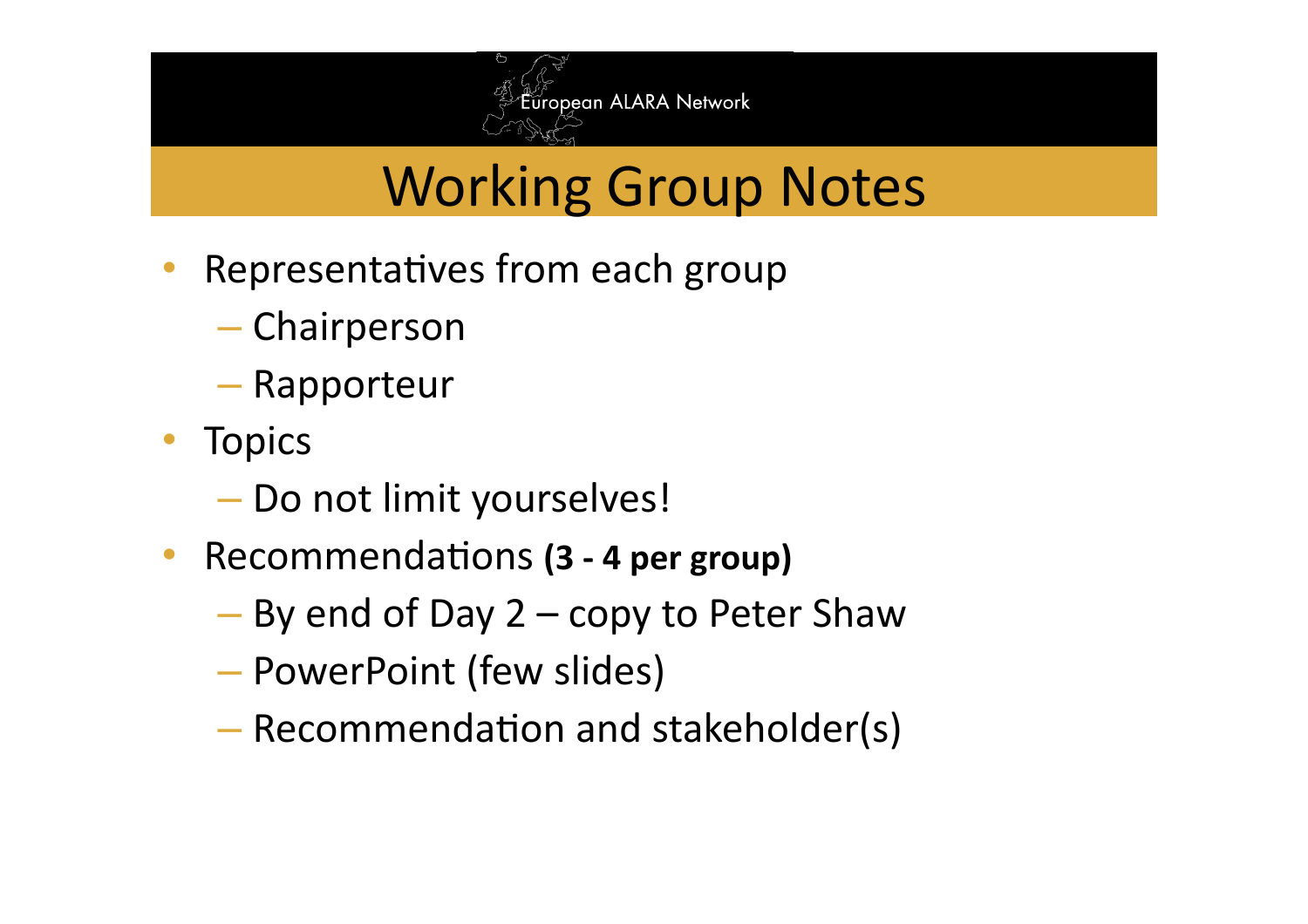# Working Group Notes

- Representatives from each group
  - Chairperson
  - Rapporteur
- Topics
  - Do not limit yourselves!
- Recommendations **(3 - 4 per group)**
  - By end of Day 2 – copy to Peter Shaw
  - PowerPoint (few slides)
  - Recommendation and stakeholder(s)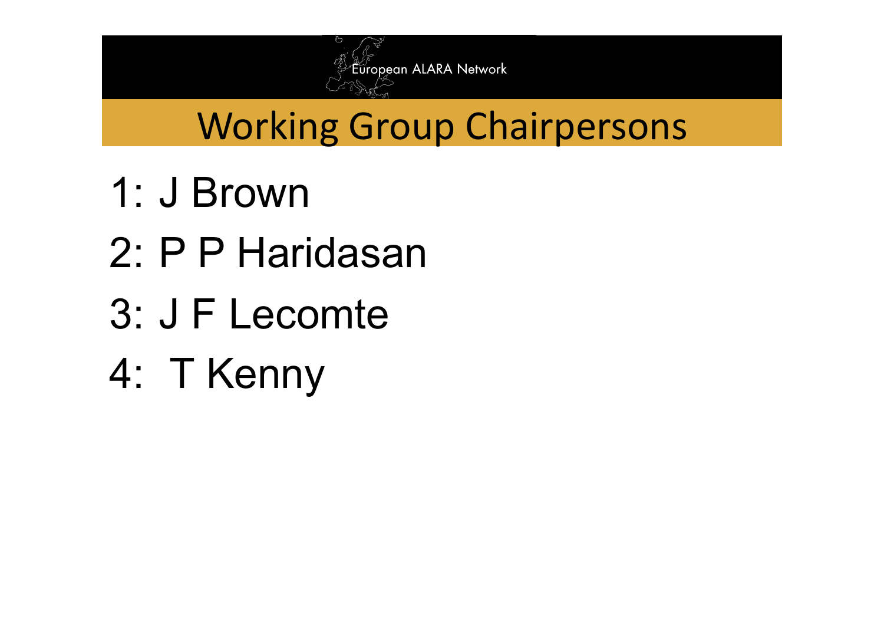# Working Group Chairpersons

1: J Brown

2: P P Haridasan

3: J F Lecomte

4: T Kenny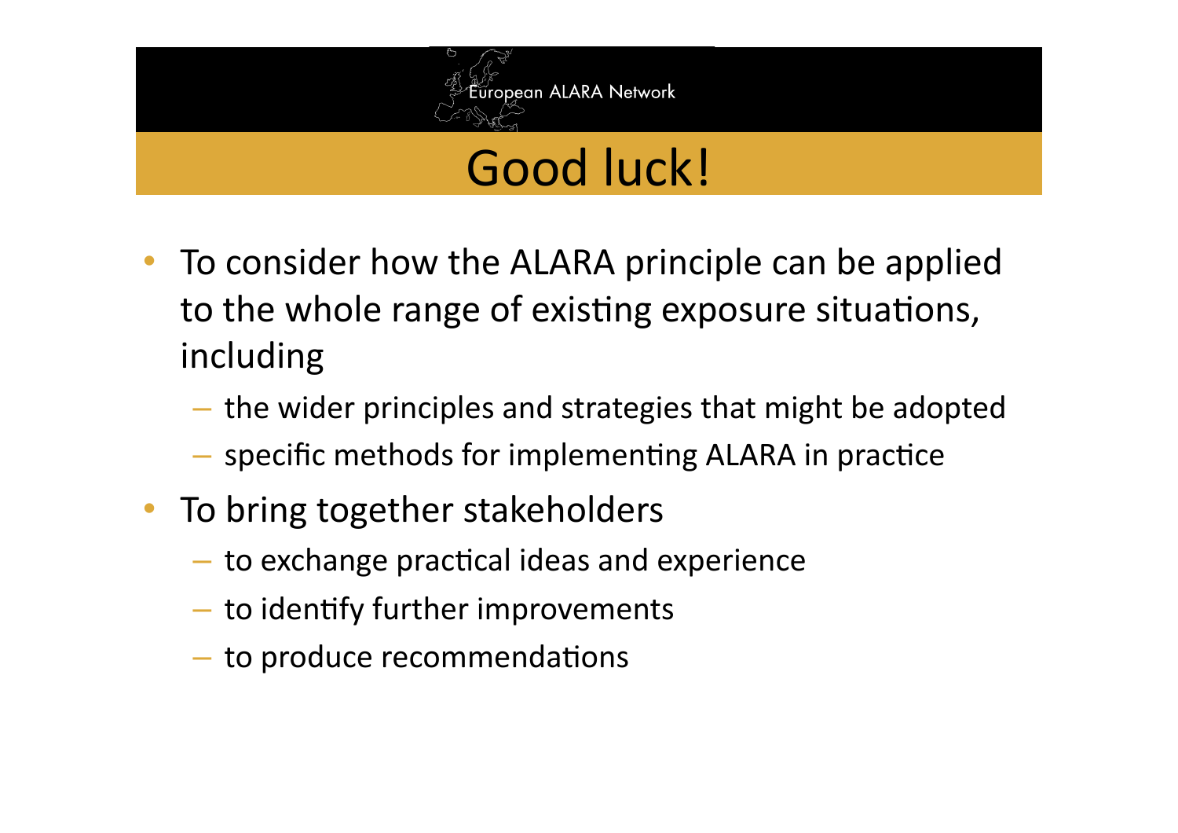European ALARA Network

# Good luck!

- To consider how the ALARA principle can be applied to the whole range of existing exposure situations, including
  - the wider principles and strategies that might be adopted
  - specific methods for implementing ALARA in practice
- To bring together stakeholders
  - to exchange practical ideas and experience
  - to identify further improvements
  - to produce recommendations